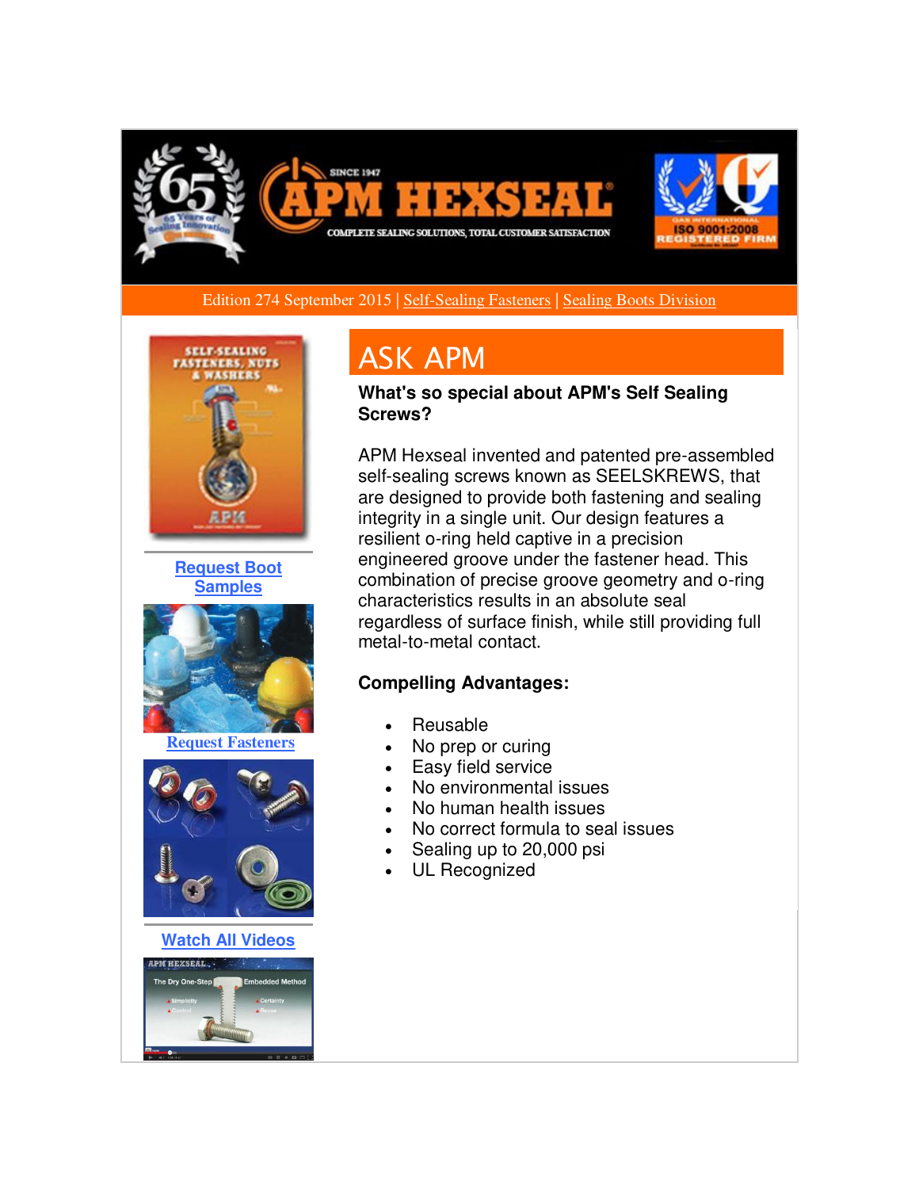Edition 274 September 2015 | Self-Sealing Fasteners | Sealing Boots Division

Request Boot Samples

Request Fasteners

Watch All Videos

# ASK APM

**What's so special about APM's Self Sealing Screws?**

APM Hexseal invented and patented pre-assembled self-sealing screws known as SEELSKREWS, that are designed to provide both fastening and sealing integrity in a single unit. Our design features a resilient o-ring held captive in a precision engineered groove under the fastener head. This combination of precise groove geometry and o-ring characteristics results in an absolute seal regardless of surface finish, while still providing full metal-to-metal contact.

**Compelling Advantages:**

- Reusable
- No prep or curing
- Easy field service
- No environmental issues
- No human health issues
- No correct formula to seal issues
- Sealing up to 20,000 psi
- UL Recognized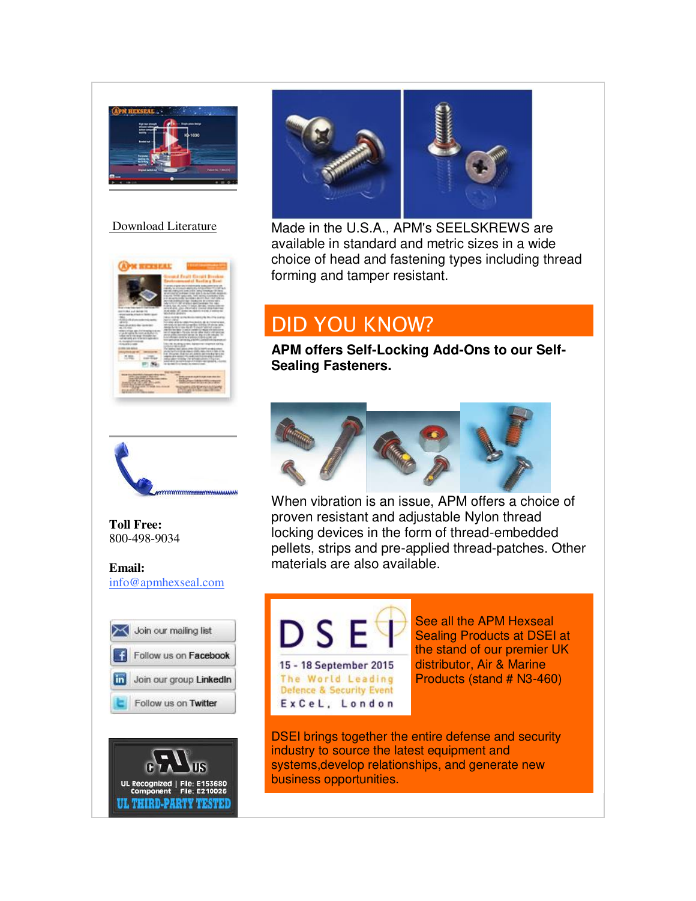Download Literature

**Toll Free:**
800-498-9034

**Email:**
info@apmhexseal.com

Join our mailing list

Follow us on Facebook

Join our group LinkedIn

Follow us on Twitter

UL Recognized Component | File: E153680 File: E210026

UL THIRD-PARTY TESTED

Made in the U.S.A., APM's SEELSKREWS are available in standard and metric sizes in a wide choice of head and fastening types including thread forming and tamper resistant.

# DID YOU KNOW?

**APM offers Self-Locking Add-Ons to our Self-Sealing Fasteners.**

When vibration is an issue, APM offers a choice of proven resistant and adjustable Nylon thread locking devices in the form of thread-embedded pellets, strips and pre-applied thread-patches. Other materials are also available.

DSEI

15 - 18 September 2015

The World Leading Defence & Security Event

ExCeL, London

See all the APM Hexseal Sealing Products at DSEI at the stand of our premier UK distributor, Air & Marine Products (stand # N3-460)

DSEI brings together the entire defense and security industry to source the latest equipment and systems,develop relationships, and generate new business opportunities.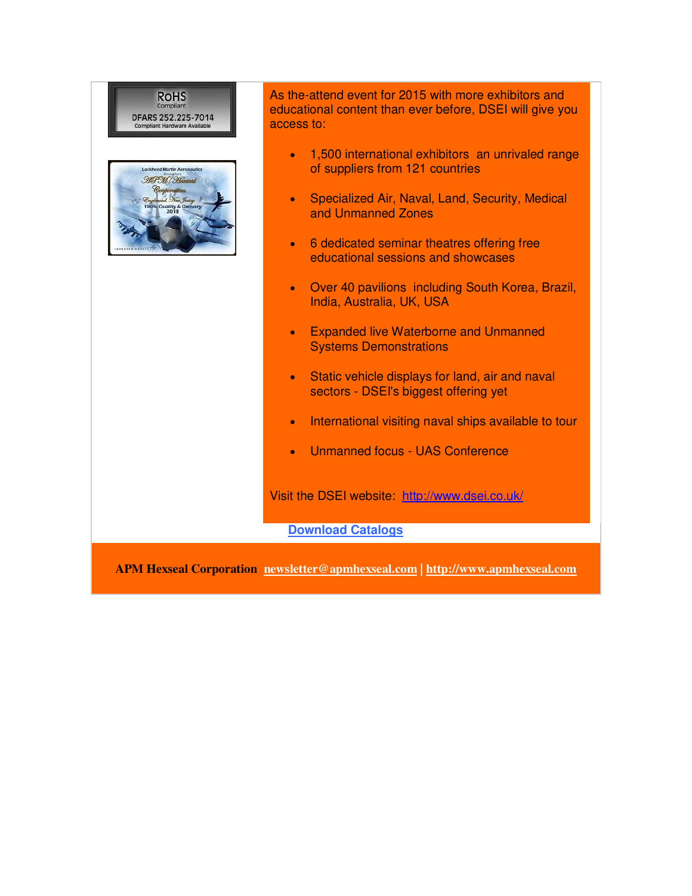As the-attend event for 2015 with more exhibitors and educational content than ever before, DSEI will give you access to:

- 1,500 international exhibitors  an unrivaled range of suppliers from 121 countries
- Specialized Air, Naval, Land, Security, Medical and Unmanned Zones
- 6 dedicated seminar theatres offering free educational sessions and showcases
- Over 40 pavilions  including South Korea, Brazil, India, Australia, UK, USA
- Expanded live Waterborne and Unmanned Systems Demonstrations
- Static vehicle displays for land, air and naval sectors - DSEI's biggest offering yet
- International visiting naval ships available to tour
- Unmanned focus - UAS Conference

Visit the DSEI website:  [http://www.dsei.co.uk/](http://www.dsei.co.uk/)

[**Download Catalogs**]()

**APM Hexseal Corporation** [newsletter@apmhexseal.com](mailto:newsletter@apmhexseal.com) | [http://www.apmhexseal.com](http://www.apmhexseal.com)